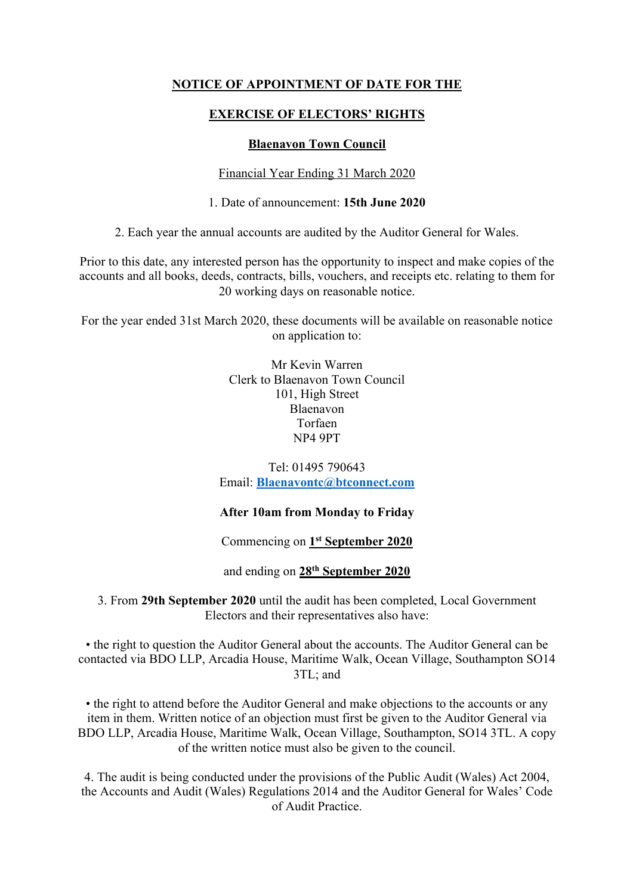# NOTICE OF APPOINTMENT OF DATE FOR THE EXERCISE OF ELECTORS' RIGHTS

## Blaenavon Town Council

Financial Year Ending 31 March 2020

1. Date of announcement: **15th June 2020**

2. Each year the annual accounts are audited by the Auditor General for Wales.

Prior to this date, any interested person has the opportunity to inspect and make copies of the accounts and all books, deeds, contracts, bills, vouchers, and receipts etc. relating to them for 20 working days on reasonable notice.

For the year ended 31st March 2020, these documents will be available on reasonable notice on application to:

Mr Kevin Warren  
Clerk to Blaenavon Town Council  
101, High Street  
Blaenavon  
Torfaen  
NP4 9PT

Tel: 01495 790643  
Email: **Blaenavontc@btconnect.com**

**After 10am from Monday to Friday**

Commencing on **1st September 2020**

and ending on **28th September 2020**

3. From **29th September 2020** until the audit has been completed, Local Government Electors and their representatives also have:

- the right to question the Auditor General about the accounts. The Auditor General can be contacted via BDO LLP, Arcadia House, Maritime Walk, Ocean Village, Southampton SO14 3TL; and

- the right to attend before the Auditor General and make objections to the accounts or any item in them. Written notice of an objection must first be given to the Auditor General via BDO LLP, Arcadia House, Maritime Walk, Ocean Village, Southampton, SO14 3TL. A copy of the written notice must also be given to the council.

4. The audit is being conducted under the provisions of the Public Audit (Wales) Act 2004, the Accounts and Audit (Wales) Regulations 2014 and the Auditor General for Wales' Code of Audit Practice.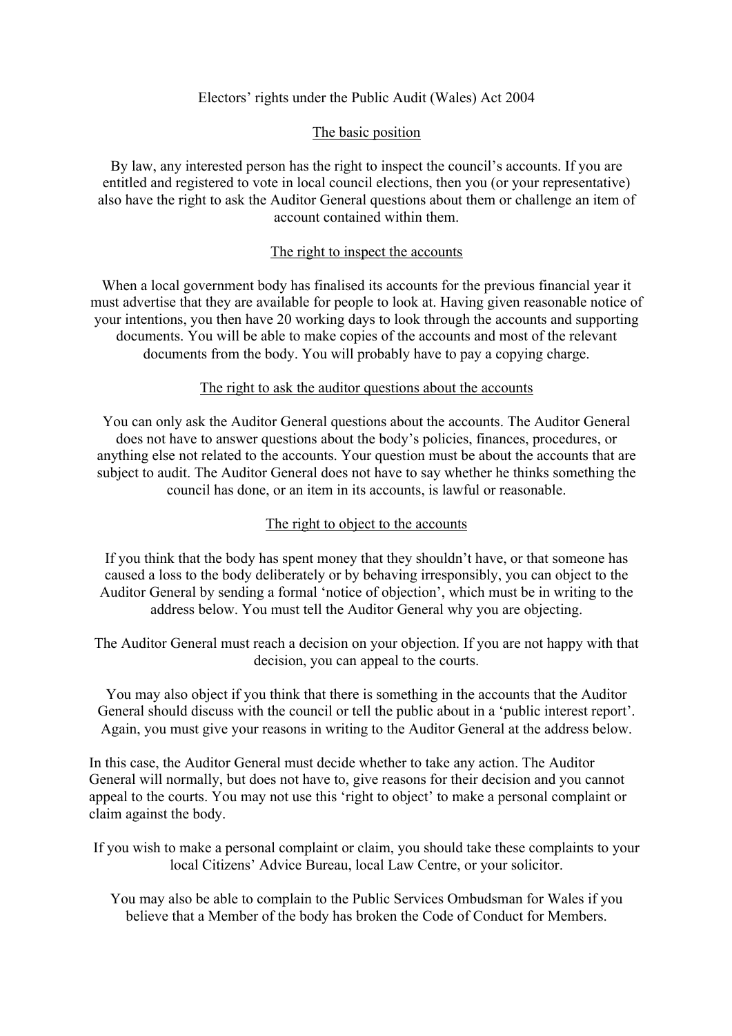# Electors' rights under the Public Audit (Wales) Act 2004

## The basic position

By law, any interested person has the right to inspect the council's accounts. If you are entitled and registered to vote in local council elections, then you (or your representative) also have the right to ask the Auditor General questions about them or challenge an item of account contained within them.

## The right to inspect the accounts

When a local government body has finalised its accounts for the previous financial year it must advertise that they are available for people to look at. Having given reasonable notice of your intentions, you then have 20 working days to look through the accounts and supporting documents. You will be able to make copies of the accounts and most of the relevant documents from the body. You will probably have to pay a copying charge.

## The right to ask the auditor questions about the accounts

You can only ask the Auditor General questions about the accounts. The Auditor General does not have to answer questions about the body's policies, finances, procedures, or anything else not related to the accounts. Your question must be about the accounts that are subject to audit. The Auditor General does not have to say whether he thinks something the council has done, or an item in its accounts, is lawful or reasonable.

## The right to object to the accounts

If you think that the body has spent money that they shouldn't have, or that someone has caused a loss to the body deliberately or by behaving irresponsibly, you can object to the Auditor General by sending a formal 'notice of objection', which must be in writing to the address below. You must tell the Auditor General why you are objecting.

The Auditor General must reach a decision on your objection. If you are not happy with that decision, you can appeal to the courts.

You may also object if you think that there is something in the accounts that the Auditor General should discuss with the council or tell the public about in a 'public interest report'. Again, you must give your reasons in writing to the Auditor General at the address below.

In this case, the Auditor General must decide whether to take any action. The Auditor General will normally, but does not have to, give reasons for their decision and you cannot appeal to the courts. You may not use this 'right to object' to make a personal complaint or claim against the body.

If you wish to make a personal complaint or claim, you should take these complaints to your local Citizens' Advice Bureau, local Law Centre, or your solicitor.

You may also be able to complain to the Public Services Ombudsman for Wales if you believe that a Member of the body has broken the Code of Conduct for Members.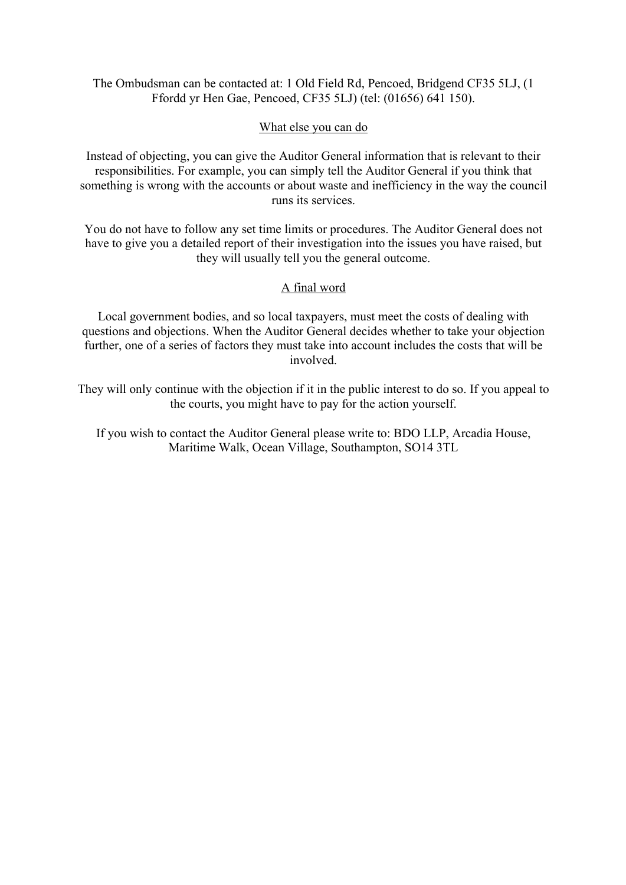The Ombudsman can be contacted at: 1 Old Field Rd, Pencoed, Bridgend CF35 5LJ, (1 Ffordd yr Hen Gae, Pencoed, CF35 5LJ) (tel: (01656) 641 150).

## What else you can do

Instead of objecting, you can give the Auditor General information that is relevant to their responsibilities. For example, you can simply tell the Auditor General if you think that something is wrong with the accounts or about waste and inefficiency in the way the council runs its services.

You do not have to follow any set time limits or procedures. The Auditor General does not have to give you a detailed report of their investigation into the issues you have raised, but they will usually tell you the general outcome.

## A final word

Local government bodies, and so local taxpayers, must meet the costs of dealing with questions and objections. When the Auditor General decides whether to take your objection further, one of a series of factors they must take into account includes the costs that will be involved.

They will only continue with the objection if it in the public interest to do so. If you appeal to the courts, you might have to pay for the action yourself.

If you wish to contact the Auditor General please write to: BDO LLP, Arcadia House, Maritime Walk, Ocean Village, Southampton, SO14 3TL